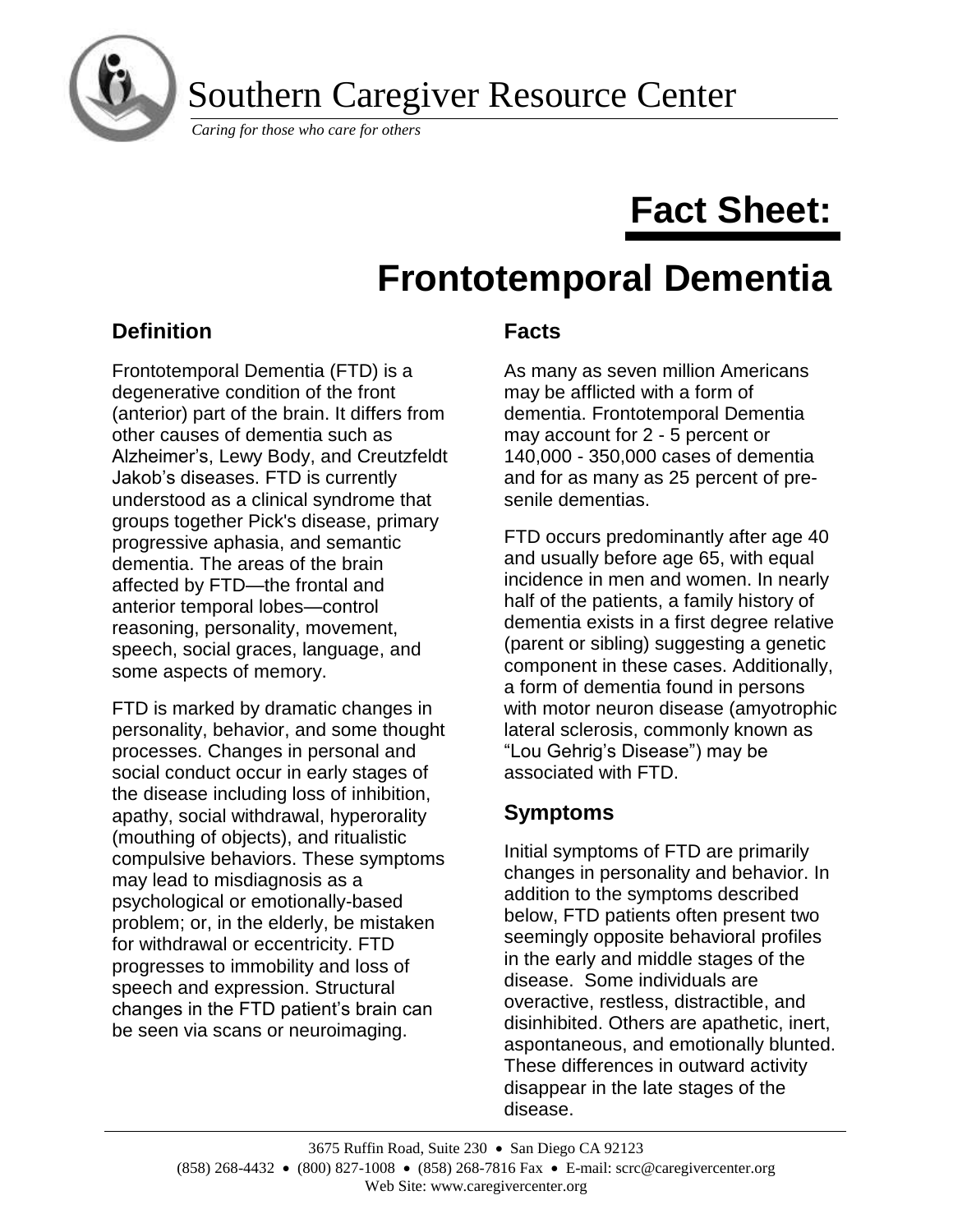Southern Caregiver Resource Center

*Caring for those who care for others*

# Fact Sheet:

# Frontotemporal Dementia

## Definition

Frontotemporal Dementia (FTD) is a degenerative condition of the front (anterior) part of the brain. It differs from other causes of dementia such as Alzheimer's, Lewy Body, and Creutzfeldt Jakob's diseases. FTD is currently understood as a clinical syndrome that groups together Pick's disease, primary progressive aphasia, and semantic dementia. The areas of the brain affected by FTD—the frontal and anterior temporal lobes—control reasoning, personality, movement, speech, social graces, language, and some aspects of memory.

FTD is marked by dramatic changes in personality, behavior, and some thought processes. Changes in personal and social conduct occur in early stages of the disease including loss of inhibition, apathy, social withdrawal, hyperorality (mouthing of objects), and ritualistic compulsive behaviors. These symptoms may lead to misdiagnosis as a psychological or emotionally-based problem; or, in the elderly, be mistaken for withdrawal or eccentricity. FTD progresses to immobility and loss of speech and expression. Structural changes in the FTD patient's brain can be seen via scans or neuroimaging.

## Facts

As many as seven million Americans may be afflicted with a form of dementia. Frontotemporal Dementia may account for 2 - 5 percent or 140,000 - 350,000 cases of dementia and for as many as 25 percent of pre-senile dementias.

FTD occurs predominantly after age 40 and usually before age 65, with equal incidence in men and women. In nearly half of the patients, a family history of dementia exists in a first degree relative (parent or sibling) suggesting a genetic component in these cases. Additionally, a form of dementia found in persons with motor neuron disease (amyotrophic lateral sclerosis, commonly known as "Lou Gehrig's Disease") may be associated with FTD.

## Symptoms

Initial symptoms of FTD are primarily changes in personality and behavior. In addition to the symptoms described below, FTD patients often present two seemingly opposite behavioral profiles in the early and middle stages of the disease. Some individuals are overactive, restless, distractible, and disinhibited. Others are apathetic, inert, aspontaneous, and emotionally blunted. These differences in outward activity disappear in the late stages of the disease.

3675 Ruffin Road, Suite 230 • San Diego CA 92123
(858) 268-4432 • (800) 827-1008 • (858) 268-7816 Fax • E-mail: scrc@caregivercenter.org
Web Site: www.caregivercenter.org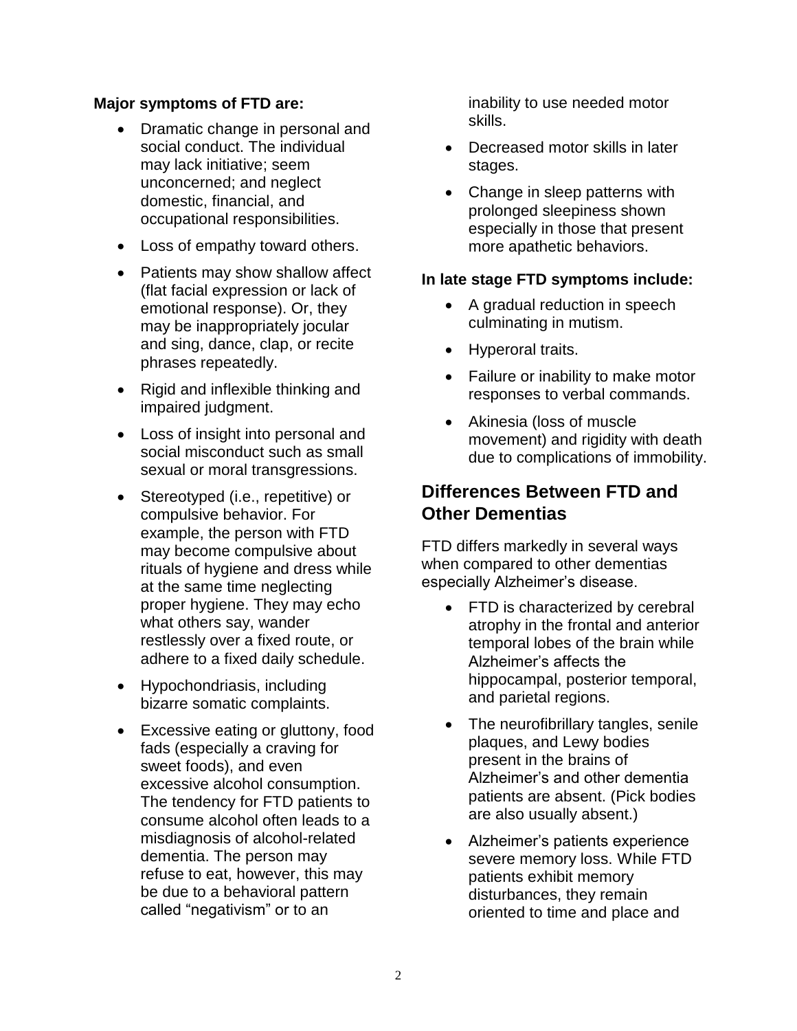**Major symptoms of FTD are:**

- Dramatic change in personal and social conduct. The individual may lack initiative; seem unconcerned; and neglect domestic, financial, and occupational responsibilities.
- Loss of empathy toward others.
- Patients may show shallow affect (flat facial expression or lack of emotional response). Or, they may be inappropriately jocular and sing, dance, clap, or recite phrases repeatedly.
- Rigid and inflexible thinking and impaired judgment.
- Loss of insight into personal and social misconduct such as small sexual or moral transgressions.
- Stereotyped (i.e., repetitive) or compulsive behavior. For example, the person with FTD may become compulsive about rituals of hygiene and dress while at the same time neglecting proper hygiene. They may echo what others say, wander restlessly over a fixed route, or adhere to a fixed daily schedule.
- Hypochondriasis, including bizarre somatic complaints.
- Excessive eating or gluttony, food fads (especially a craving for sweet foods), and even excessive alcohol consumption. The tendency for FTD patients to consume alcohol often leads to a misdiagnosis of alcohol-related dementia. The person may refuse to eat, however, this may be due to a behavioral pattern called "negativism" or to an inability to use needed motor skills.
- Decreased motor skills in later stages.
- Change in sleep patterns with prolonged sleepiness shown especially in those that present more apathetic behaviors.

**In late stage FTD symptoms include:**

- A gradual reduction in speech culminating in mutism.
- Hyperoral traits.
- Failure or inability to make motor responses to verbal commands.
- Akinesia (loss of muscle movement) and rigidity with death due to complications of immobility.

## Differences Between FTD and Other Dementias

FTD differs markedly in several ways when compared to other dementias especially Alzheimer's disease.

- FTD is characterized by cerebral atrophy in the frontal and anterior temporal lobes of the brain while Alzheimer's affects the hippocampal, posterior temporal, and parietal regions.
- The neurofibrillary tangles, senile plaques, and Lewy bodies present in the brains of Alzheimer's and other dementia patients are absent. (Pick bodies are also usually absent.)
- Alzheimer's patients experience severe memory loss. While FTD patients exhibit memory disturbances, they remain oriented to time and place and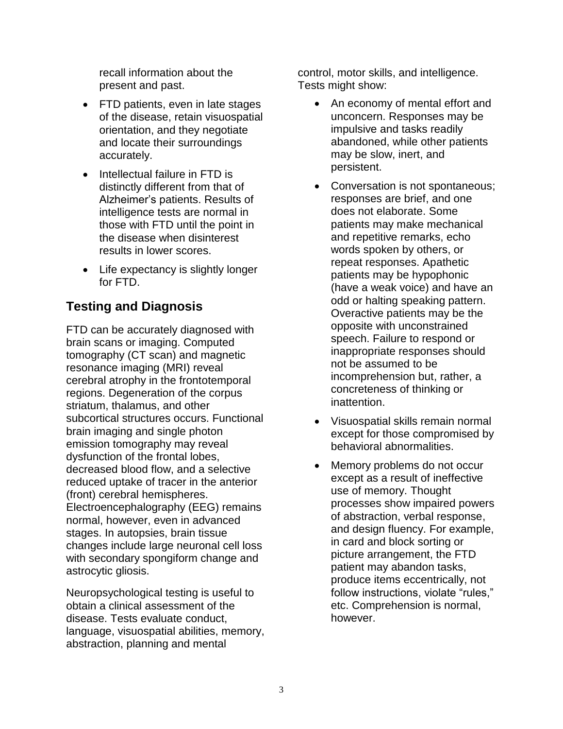recall information about the present and past.

- FTD patients, even in late stages of the disease, retain visuospatial orientation, and they negotiate and locate their surroundings accurately.
- Intellectual failure in FTD is distinctly different from that of Alzheimer's patients. Results of intelligence tests are normal in those with FTD until the point in the disease when disinterest results in lower scores.
- Life expectancy is slightly longer for FTD.

## Testing and Diagnosis

FTD can be accurately diagnosed with brain scans or imaging. Computed tomography (CT scan) and magnetic resonance imaging (MRI) reveal cerebral atrophy in the frontotemporal regions. Degeneration of the corpus striatum, thalamus, and other subcortical structures occurs. Functional brain imaging and single photon emission tomography may reveal dysfunction of the frontal lobes, decreased blood flow, and a selective reduced uptake of tracer in the anterior (front) cerebral hemispheres. Electroencephalography (EEG) remains normal, however, even in advanced stages. In autopsies, brain tissue changes include large neuronal cell loss with secondary spongiform change and astrocytic gliosis.

Neuropsychological testing is useful to obtain a clinical assessment of the disease. Tests evaluate conduct, language, visuospatial abilities, memory, abstraction, planning and mental control, motor skills, and intelligence. Tests might show:

- An economy of mental effort and unconcern. Responses may be impulsive and tasks readily abandoned, while other patients may be slow, inert, and persistent.
- Conversation is not spontaneous; responses are brief, and one does not elaborate. Some patients may make mechanical and repetitive remarks, echo words spoken by others, or repeat responses. Apathetic patients may be hypophonic (have a weak voice) and have an odd or halting speaking pattern. Overactive patients may be the opposite with unconstrained speech. Failure to respond or inappropriate responses should not be assumed to be incomprehension but, rather, a concreteness of thinking or inattention.
- Visuospatial skills remain normal except for those compromised by behavioral abnormalities.
- Memory problems do not occur except as a result of ineffective use of memory. Thought processes show impaired powers of abstraction, verbal response, and design fluency. For example, in card and block sorting or picture arrangement, the FTD patient may abandon tasks, produce items eccentrically, not follow instructions, violate "rules," etc. Comprehension is normal, however.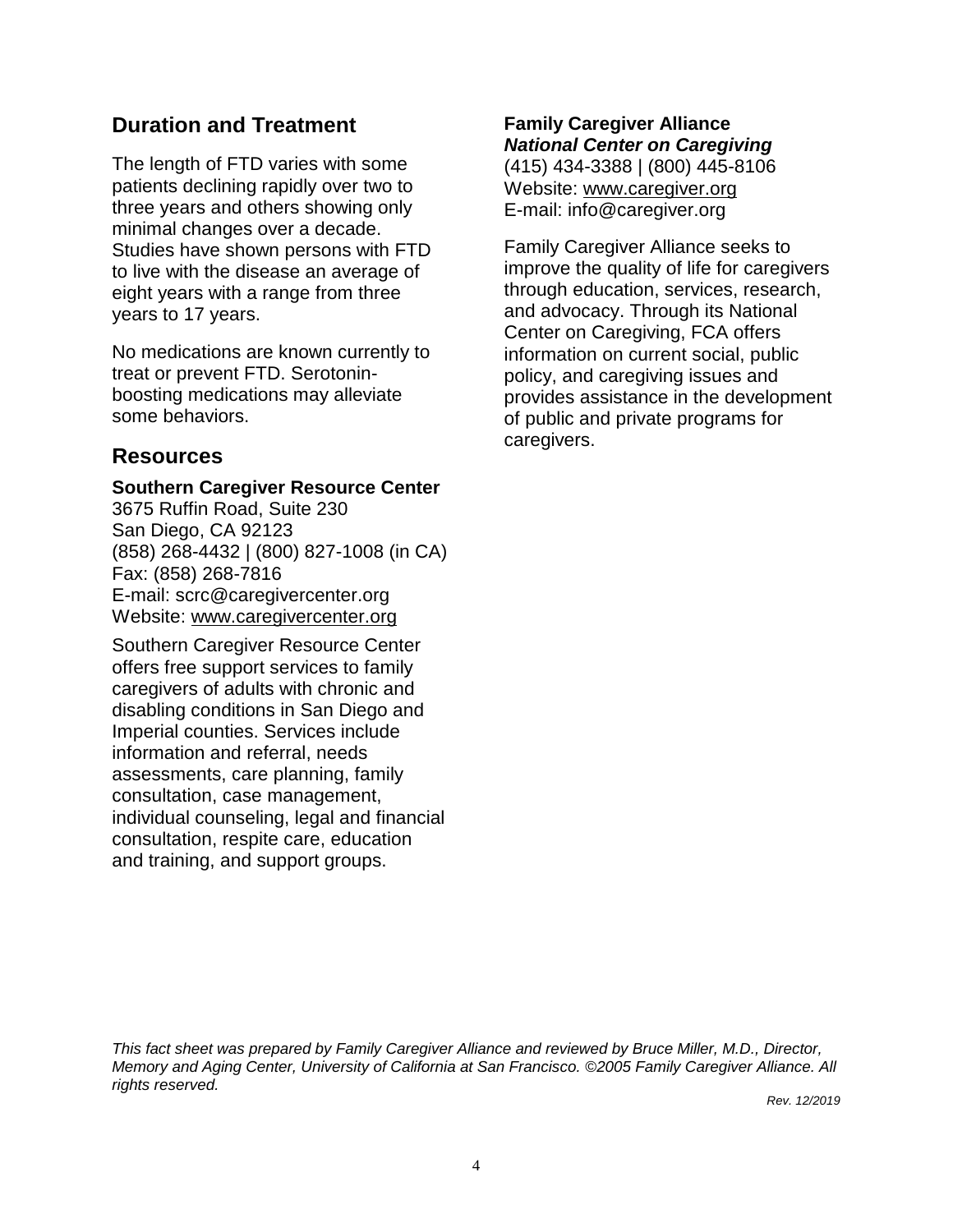## Duration and Treatment

The length of FTD varies with some patients declining rapidly over two to three years and others showing only minimal changes over a decade. Studies have shown persons with FTD to live with the disease an average of eight years with a range from three years to 17 years.

No medications are known currently to treat or prevent FTD. Serotonin-boosting medications may alleviate some behaviors.

## Resources

**Southern Caregiver Resource Center**
3675 Ruffin Road, Suite 230
San Diego, CA 92123
(858) 268-4432 | (800) 827-1008 (in CA)
Fax: (858) 268-7816
E-mail: scrc@caregivercenter.org
Website: www.caregivercenter.org

Southern Caregiver Resource Center offers free support services to family caregivers of adults with chronic and disabling conditions in San Diego and Imperial counties. Services include information and referral, needs assessments, care planning, family consultation, case management, individual counseling, legal and financial consultation, respite care, education and training, and support groups.

**Family Caregiver Alliance**
***National Center on Caregiving***
(415) 434-3388 | (800) 445-8106
Website: www.caregiver.org
E-mail: info@caregiver.org

Family Caregiver Alliance seeks to improve the quality of life for caregivers through education, services, research, and advocacy. Through its National Center on Caregiving, FCA offers information on current social, public policy, and caregiving issues and provides assistance in the development of public and private programs for caregivers.

*This fact sheet was prepared by Family Caregiver Alliance and reviewed by Bruce Miller, M.D., Director, Memory and Aging Center, University of California at San Francisco. ©2005 Family Caregiver Alliance. All rights reserved.*

*Rev. 12/2019*